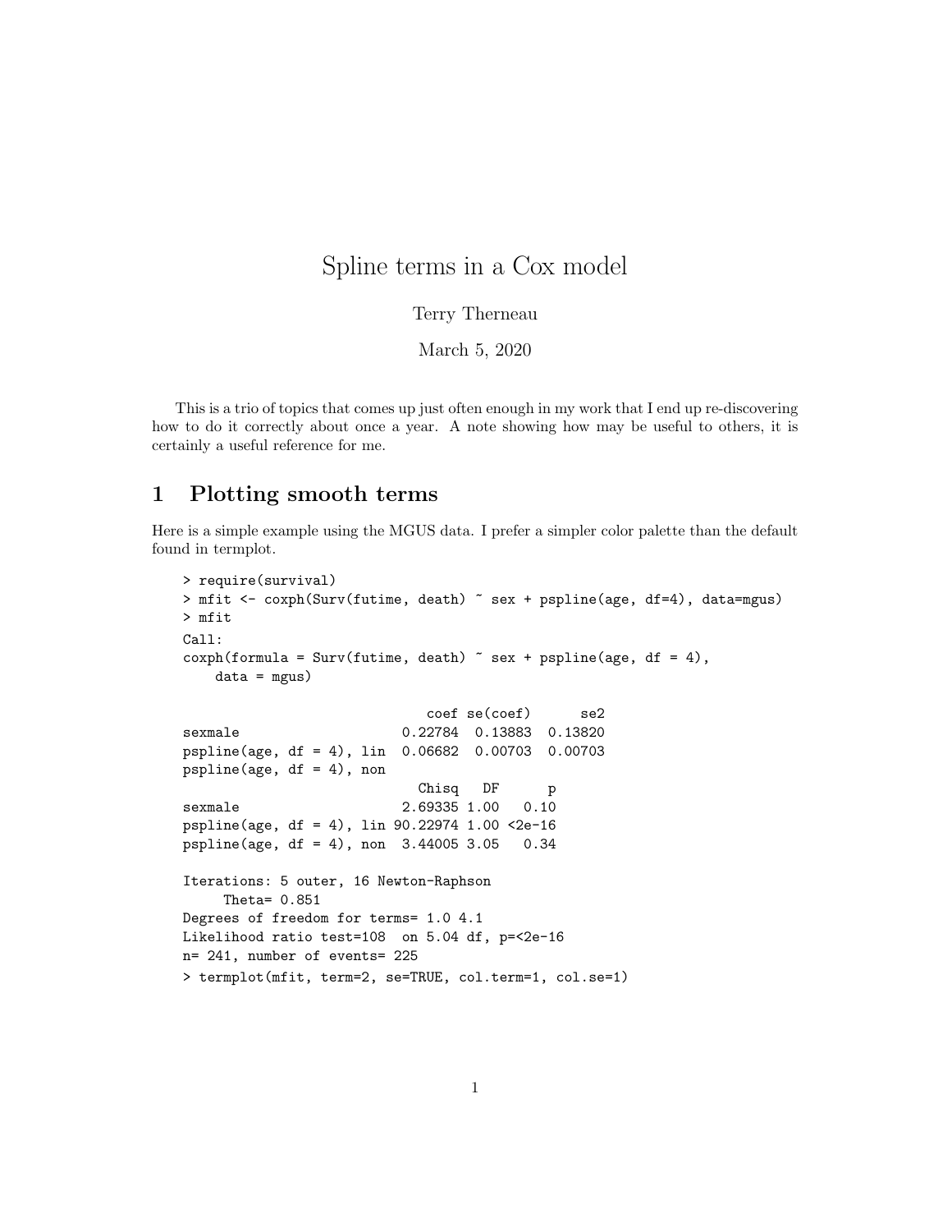# Spline terms in a Cox model

Terry Therneau

March 5, 2020

This is a trio of topics that comes up just often enough in my work that I end up re-discovering how to do it correctly about once a year. A note showing how may be useful to others, it is certainly a useful reference for me.

## 1 Plotting smooth terms

Here is a simple example using the MGUS data. I prefer a simpler color palette than the default found in termplot.

```
> require(survival)
> mfit <- coxph(Surv(futime, death) ~ sex + pspline(age, df=4), data=mgus)
> mfit
Call:
coxph(formula = Surv(futime, death) ~ sex + pspline(age, df = 4),
    data = mgus)

                            coef se(coef)      se2
sexmale                  0.22784  0.13883  0.13820
pspline(age, df = 4), lin  0.06682  0.00703  0.00703
pspline(age, df = 4), non
                           Chisq   DF      p
sexmale                  2.69335 1.00   0.10
pspline(age, df = 4), lin 90.22974 1.00 <2e-16
pspline(age, df = 4), non  3.44005 3.05   0.34

Iterations: 5 outer, 16 Newton-Raphson
     Theta= 0.851
Degrees of freedom for terms= 1.0 4.1
Likelihood ratio test=108  on 5.04 df, p=<2e-16
n= 241, number of events= 225
> termplot(mfit, term=2, se=TRUE, col.term=1, col.se=1)
```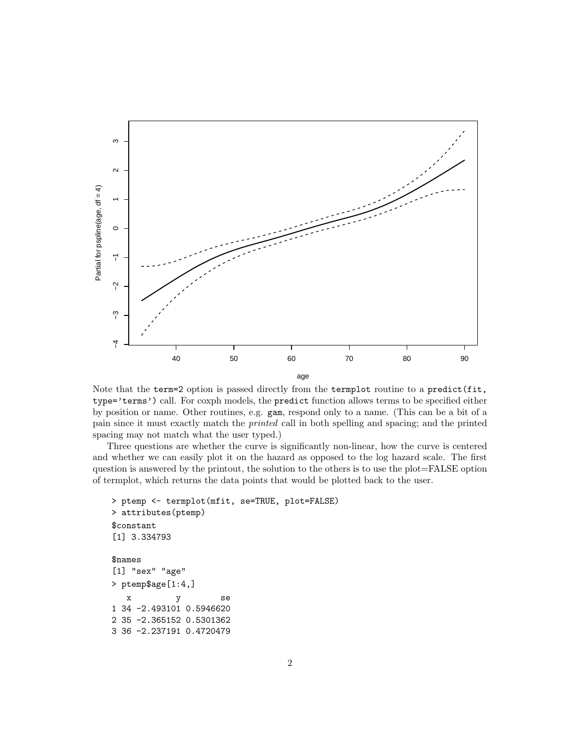Note that the `term=2` option is passed directly from the `termplot` routine to a `predict(fit, type='terms')` call. For coxph models, the `predict` function allows terms to be specified either by position or name. Other routines, e.g. `gam`, respond only to a name. (This can be a bit of a pain since it must exactly match the *printed* call in both spelling and spacing; and the printed spacing may not match what the user typed.)

Three questions are whether the curve is significantly non-linear, how the curve is centered and whether we can easily plot it on the hazard as opposed to the log hazard scale. The first question is answered by the printout, the solution to the others is to use the plot=FALSE option of termplot, which returns the data points that would be plotted back to the user.

```
> ptemp <- termplot(mfit, se=TRUE, plot=FALSE)
> attributes(ptemp)
$constant
[1] 3.334793

$names
[1] "sex" "age"
> ptemp$age[1:4,]
   x         y        se
1 34 -2.493101 0.5946620
2 35 -2.365152 0.5301362
3 36 -2.237191 0.4720479
```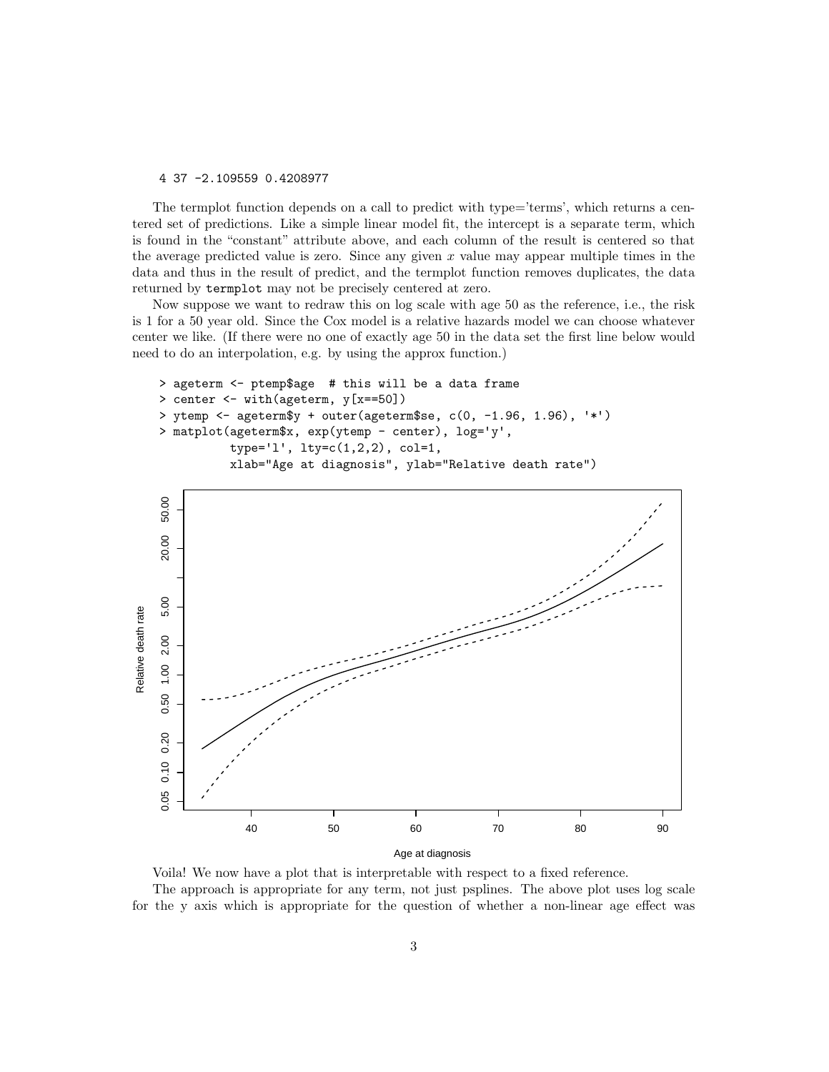```
4 37 -2.109559 0.4208977
```

The termplot function depends on a call to predict with type='terms', which returns a centered set of predictions. Like a simple linear model fit, the intercept is a separate term, which is found in the "constant" attribute above, and each column of the result is centered so that the average predicted value is zero. Since any given $x$ value may appear multiple times in the data and thus in the result of predict, and the termplot function removes duplicates, the data returned by `termplot` may not be precisely centered at zero.

Now suppose we want to redraw this on log scale with age 50 as the reference, i.e., the risk is 1 for a 50 year old. Since the Cox model is a relative hazards model we can choose whatever center we like. (If there were no one of exactly age 50 in the data set the first line below would need to do an interpolation, e.g. by using the approx function.)

```
> ageterm <- ptemp$age  # this will be a data frame
> center <- with(ageterm, y[x==50])
> ytemp <- ageterm$y + outer(ageterm$se, c(0, -1.96, 1.96), '*')
> matplot(ageterm$x, exp(ytemp - center), log='y',
          type='l', lty=c(1,2,2), col=1,
          xlab="Age at diagnosis", ylab="Relative death rate")
```

Voila! We now have a plot that is interpretable with respect to a fixed reference.

The approach is appropriate for any term, not just psplines. The above plot uses log scale for the y axis which is appropriate for the question of whether a non-linear age effect was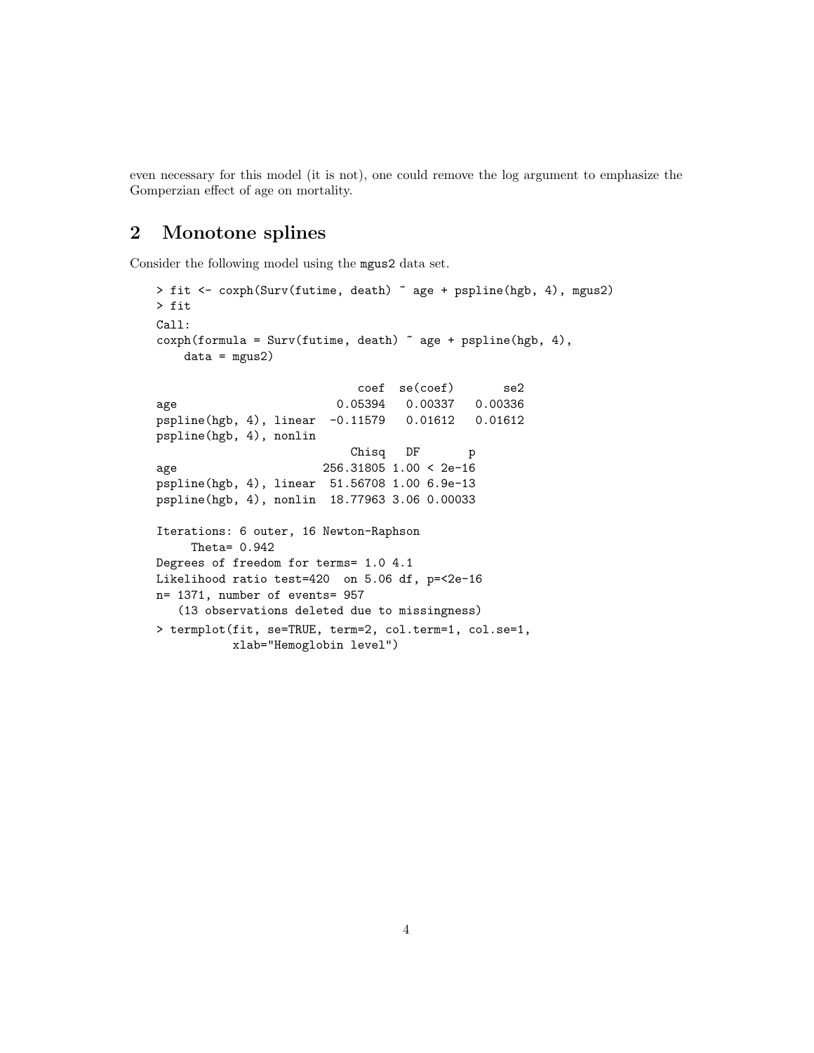even necessary for this model (it is not), one could remove the log argument to emphasize the Gomperzian effect of age on mortality.

## 2 Monotone splines

Consider the following model using the mgus2 data set.

```
> fit <- coxph(Surv(futime, death) ~ age + pspline(hgb, 4), mgus2)
> fit
Call:
coxph(formula = Surv(futime, death) ~ age + pspline(hgb, 4),
    data = mgus2)

                             coef  se(coef)       se2
age                       0.05394   0.00337   0.00336
pspline(hgb, 4), linear  -0.11579   0.01612   0.01612
pspline(hgb, 4), nonlin
                             Chisq   DF       p
age                      256.31805 1.00 < 2e-16
pspline(hgb, 4), linear   51.56708 1.00 6.9e-13
pspline(hgb, 4), nonlin   18.77963 3.06 0.00033

Iterations: 6 outer, 16 Newton-Raphson
     Theta= 0.942
Degrees of freedom for terms= 1.0 4.1
Likelihood ratio test=420  on 5.06 df, p=<2e-16
n= 1371, number of events= 957
   (13 observations deleted due to missingness)
> termplot(fit, se=TRUE, term=2, col.term=1, col.se=1,
           xlab="Hemoglobin level")
```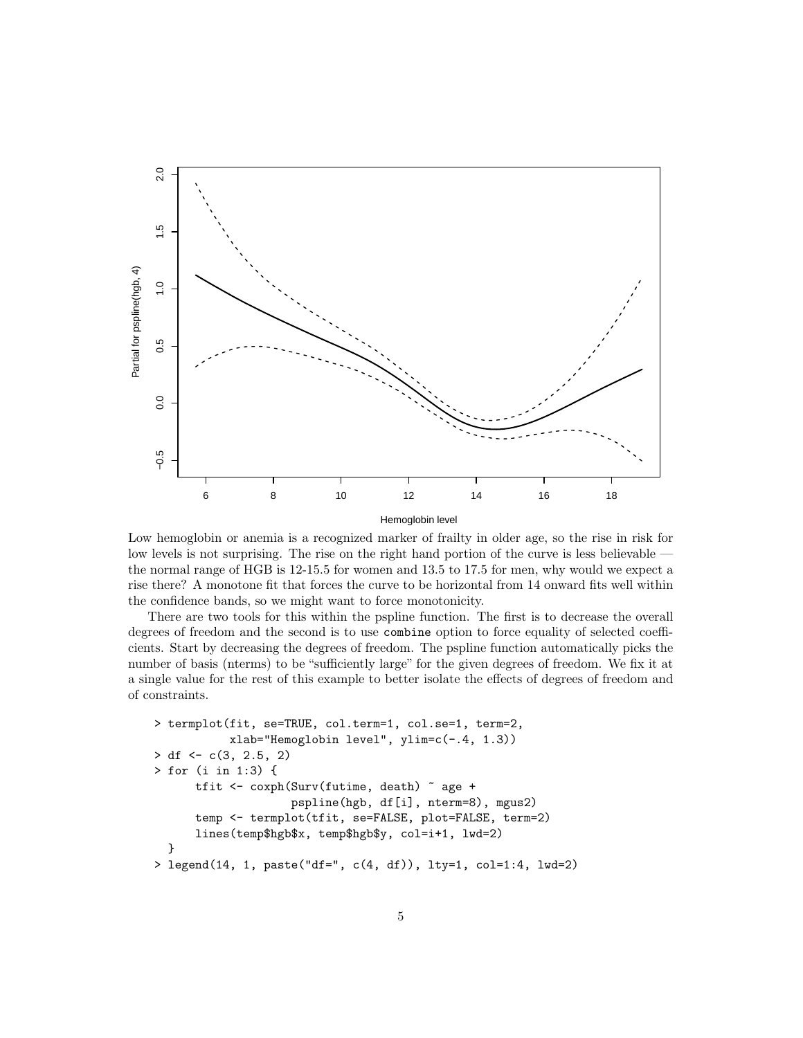Low hemoglobin or anemia is a recognized marker of frailty in older age, so the rise in risk for low levels is not surprising. The rise on the right hand portion of the curve is less believable — the normal range of HGB is 12-15.5 for women and 13.5 to 17.5 for men, why would we expect a rise there? A monotone fit that forces the curve to be horizontal from 14 onward fits well within the confidence bands, so we might want to force monotonicity.

There are two tools for this within the pspline function. The first is to decrease the overall degrees of freedom and the second is to use `combine` option to force equality of selected coefficients. Start by decreasing the degrees of freedom. The pspline function automatically picks the number of basis (nterms) to be "sufficiently large" for the given degrees of freedom. We fix it at a single value for the rest of this example to better isolate the effects of degrees of freedom and of constraints.

```
> termplot(fit, se=TRUE, col.term=1, col.se=1, term=2,
          xlab="Hemoglobin level", ylim=c(-.4, 1.3))
> df <- c(3, 2.5, 2)
> for (i in 1:3) {
      tfit <- coxph(Surv(futime, death) ~ age +
                    pspline(hgb, df[i], nterm=8), mgus2)
      temp <- termplot(tfit, se=FALSE, plot=FALSE, term=2)
      lines(temp$hgb$x, temp$hgb$y, col=i+1, lwd=2)
  }
> legend(14, 1, paste("df=", c(4, df)), lty=1, col=1:4, lwd=2)
```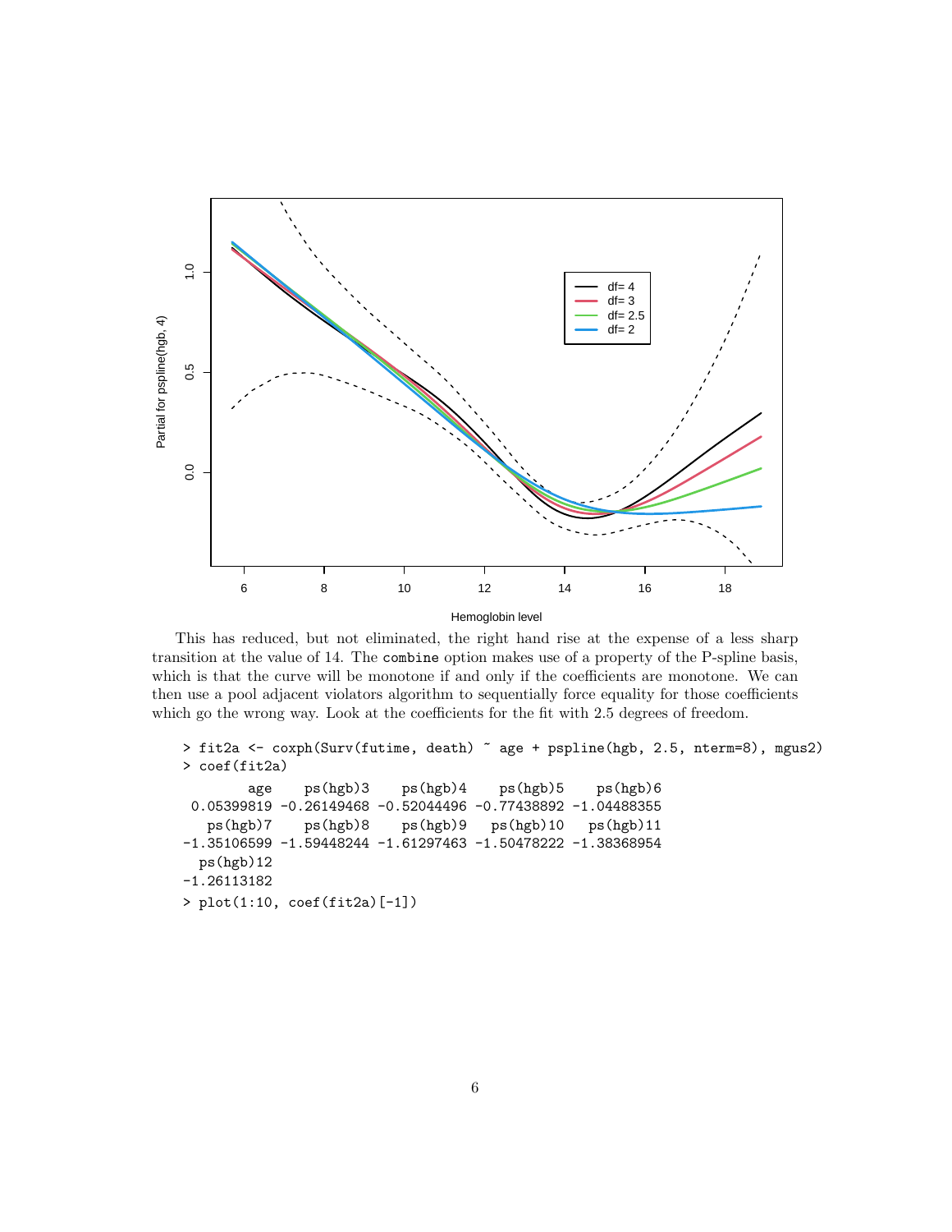This has reduced, but not eliminated, the right hand rise at the expense of a less sharp transition at the value of 14. The `combine` option makes use of a property of the P-spline basis, which is that the curve will be monotone if and only if the coefficients are monotone. We can then use a pool adjacent violators algorithm to sequentially force equality for those coefficients which go the wrong way. Look at the coefficients for the fit with 2.5 degrees of freedom.

```
> fit2a <- coxph(Surv(futime, death) ~ age + pspline(hgb, 2.5, nterm=8), mgus2)
> coef(fit2a)
        age    ps(hgb)3    ps(hgb)4    ps(hgb)5    ps(hgb)6 
 0.05399819 -0.26149468 -0.52044496 -0.77438892 -1.04488355 
   ps(hgb)7    ps(hgb)8    ps(hgb)9   ps(hgb)10   ps(hgb)11 
-1.35106599 -1.59448244 -1.61297463 -1.50478222 -1.38368954 
  ps(hgb)12 
-1.26113182 
> plot(1:10, coef(fit2a)[-1])
```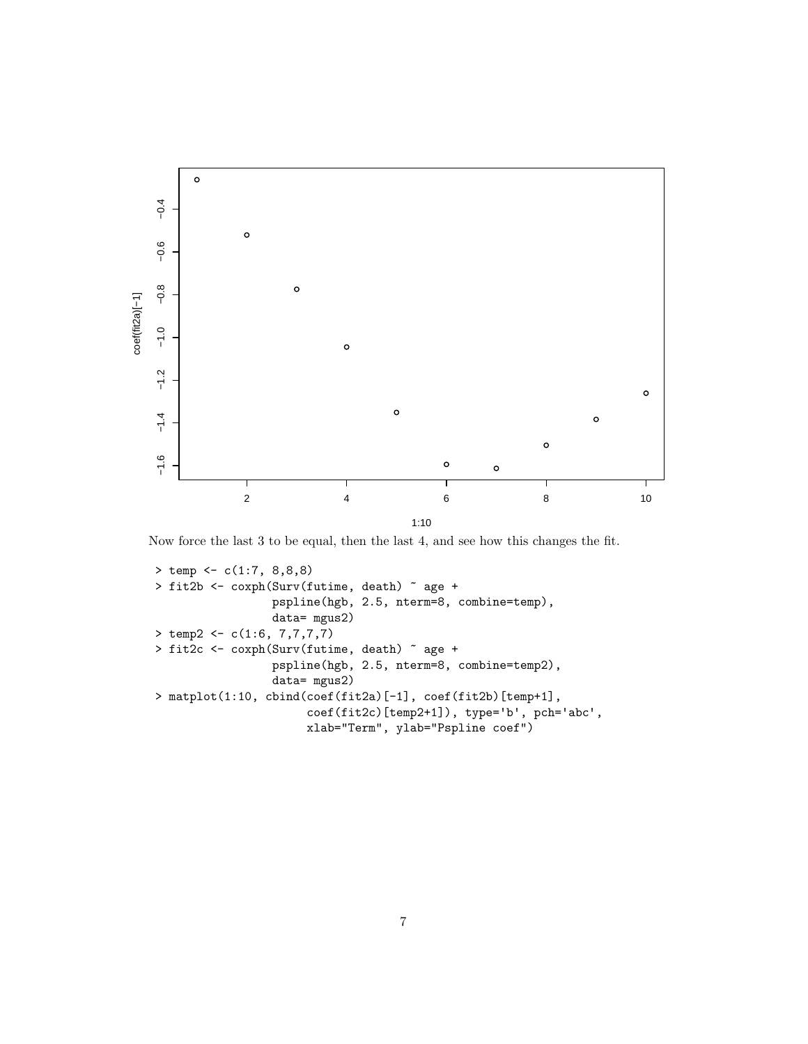Now force the last 3 to be equal, then the last 4, and see how this changes the fit.

```
> temp <- c(1:7, 8,8,8)
> fit2b <- coxph(Surv(futime, death) ~ age +
                 pspline(hgb, 2.5, nterm=8, combine=temp),
                 data= mgus2)
> temp2 <- c(1:6, 7,7,7,7)
> fit2c <- coxph(Surv(futime, death) ~ age +
                 pspline(hgb, 2.5, nterm=8, combine=temp2),
                 data= mgus2)
> matplot(1:10, cbind(coef(fit2a)[-1], coef(fit2b)[temp+1],
                      coef(fit2c)[temp2+1]), type='b', pch='abc',
                      xlab="Term", ylab="Pspline coef")
```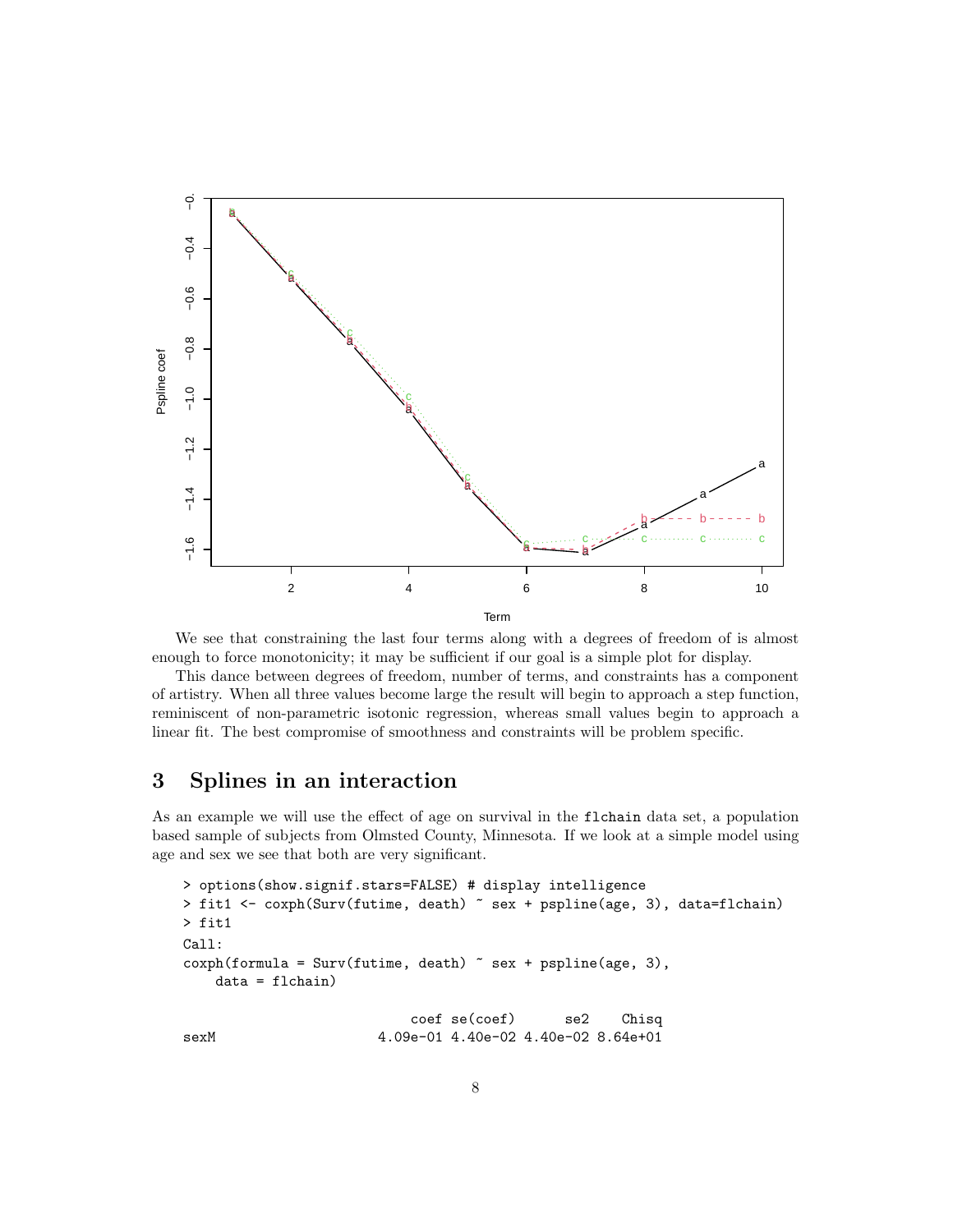We see that constraining the last four terms along with a degrees of freedom of is almost enough to force monotonicity; it may be sufficient if our goal is a simple plot for display.

This dance between degrees of freedom, number of terms, and constraints has a component of artistry. When all three values become large the result will begin to approach a step function, reminiscent of non-parametric isotonic regression, whereas small values begin to approach a linear fit. The best compromise of smoothness and constraints will be problem specific.

# 3 Splines in an interaction

As an example we will use the effect of age on survival in the `flchain` data set, a population based sample of subjects from Olmsted County, Minnesota. If we look at a simple model using age and sex we see that both are very significant.

```
> options(show.signif.stars=FALSE) # display intelligence
> fit1 <- coxph(Surv(futime, death) ~ sex + pspline(age, 3), data=flchain)
> fit1
Call:
coxph(formula = Surv(futime, death) ~ sex + pspline(age, 3),
    data = flchain)

                          coef se(coef)      se2    Chisq
sexM                  4.09e-01 4.40e-02 4.40e-02 8.64e+01
```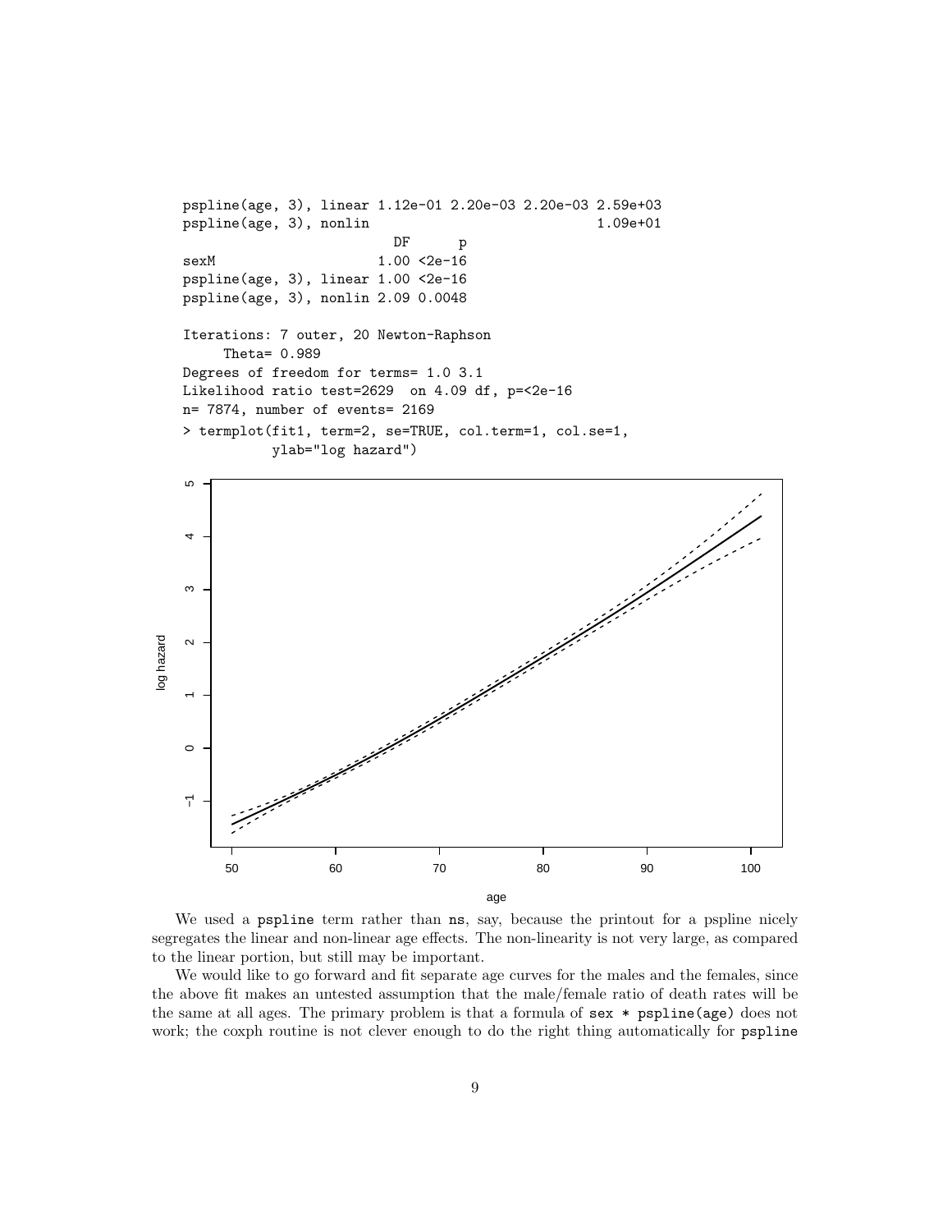```
pspline(age, 3), linear 1.12e-01 2.20e-03 2.20e-03 2.59e+03
pspline(age, 3), nonlin                            1.09e+01
                          DF      p
sexM                    1.00 <2e-16
pspline(age, 3), linear 1.00 <2e-16
pspline(age, 3), nonlin 2.09 0.0048

Iterations: 7 outer, 20 Newton-Raphson
     Theta= 0.989
Degrees of freedom for terms= 1.0 3.1
Likelihood ratio test=2629  on 4.09 df, p=<2e-16
n= 7874, number of events= 2169
> termplot(fit1, term=2, se=TRUE, col.term=1, col.se=1,
           ylab="log hazard")
```

We used a `pspline` term rather than `ns`, say, because the printout for a pspline nicely segregates the linear and non-linear age effects. The non-linearity is not very large, as compared to the linear portion, but still may be important.

We would like to go forward and fit separate age curves for the males and the females, since the above fit makes an untested assumption that the male/female ratio of death rates will be the same at all ages. The primary problem is that a formula of `sex * pspline(age)` does not work; the coxph routine is not clever enough to do the right thing automatically for `pspline`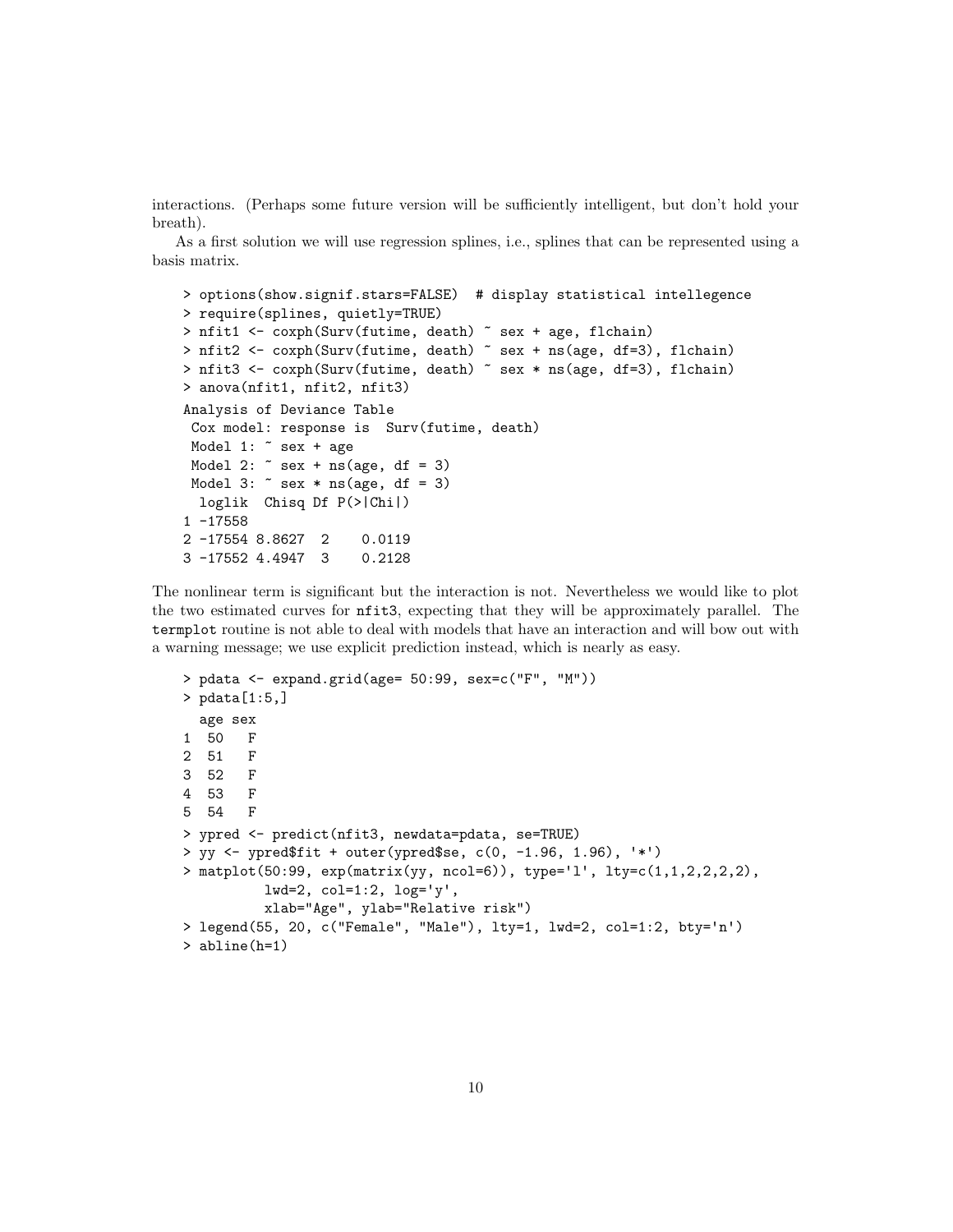interactions. (Perhaps some future version will be sufficiently intelligent, but don't hold your breath).

As a first solution we will use regression splines, i.e., splines that can be represented using a basis matrix.

```
> options(show.signif.stars=FALSE)  # display statistical intellegence
> require(splines, quietly=TRUE)
> nfit1 <- coxph(Surv(futime, death) ~ sex + age, flchain)
> nfit2 <- coxph(Surv(futime, death) ~ sex + ns(age, df=3), flchain)
> nfit3 <- coxph(Surv(futime, death) ~ sex * ns(age, df=3), flchain)
> anova(nfit1, nfit2, nfit3)
Analysis of Deviance Table
 Cox model: response is  Surv(futime, death)
 Model 1: ~ sex + age
 Model 2: ~ sex + ns(age, df = 3)
 Model 3: ~ sex * ns(age, df = 3)
  loglik  Chisq Df P(>|Chi|)
1 -17558
2 -17554 8.8627  2    0.0119
3 -17552 4.4947  3    0.2128
```

The nonlinear term is significant but the interaction is not. Nevertheless we would like to plot the two estimated curves for `nfit3`, expecting that they will be approximately parallel. The `termplot` routine is not able to deal with models that have an interaction and will bow out with a warning message; we use explicit prediction instead, which is nearly as easy.

```
> pdata <- expand.grid(age= 50:99, sex=c("F", "M"))
> pdata[1:5,]
  age sex
1  50   F
2  51   F
3  52   F
4  53   F
5  54   F
> ypred <- predict(nfit3, newdata=pdata, se=TRUE)
> yy <- ypred$fit + outer(ypred$se, c(0, -1.96, 1.96), '*')
> matplot(50:99, exp(matrix(yy, ncol=6)), type='l', lty=c(1,1,2,2,2,2),
          lwd=2, col=1:2, log='y',
          xlab="Age", ylab="Relative risk")
> legend(55, 20, c("Female", "Male"), lty=1, lwd=2, col=1:2, bty='n')
> abline(h=1)
```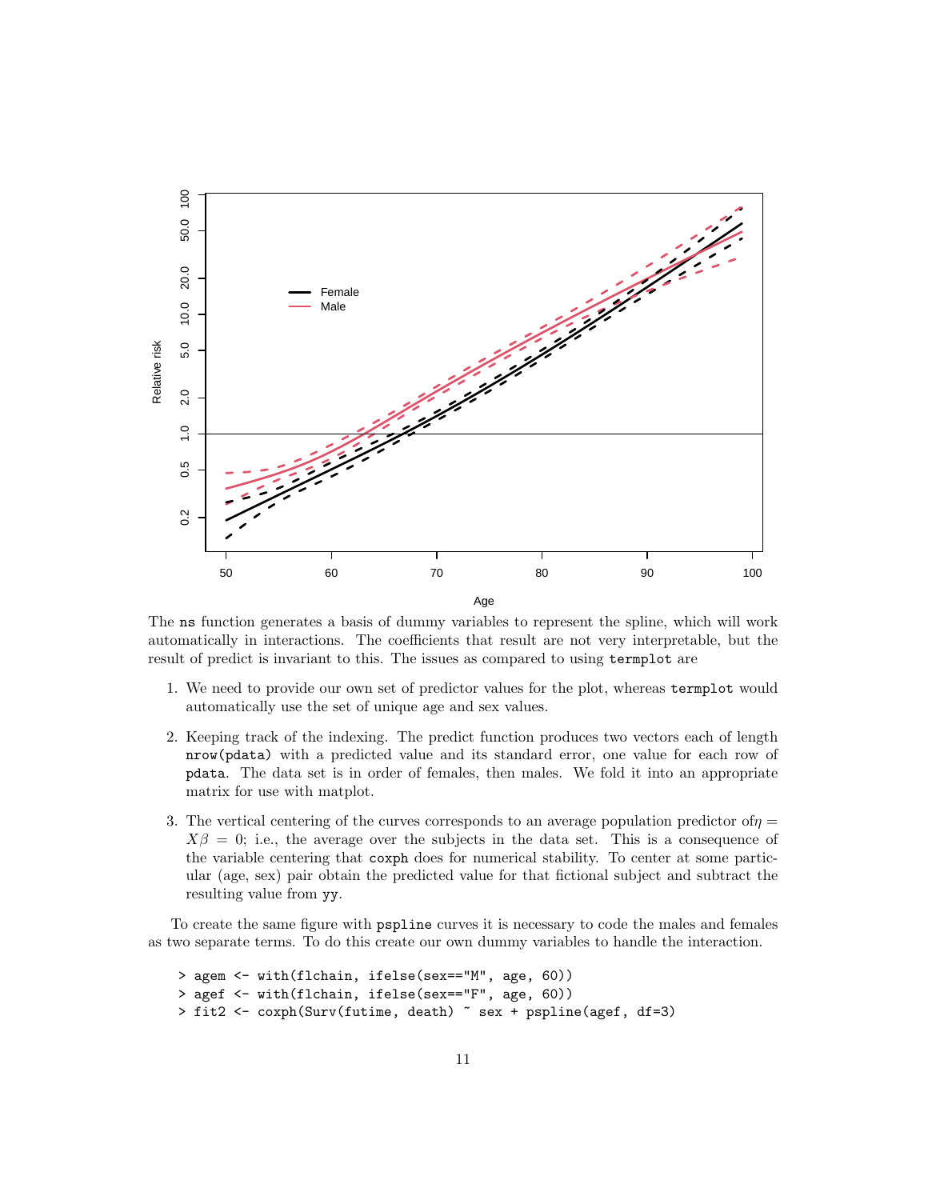The `ns` function generates a basis of dummy variables to represent the spline, which will work automatically in interactions. The coefficients that result are not very interpretable, but the result of predict is invariant to this. The issues as compared to using `termplot` are

1. We need to provide our own set of predictor values for the plot, whereas `termplot` would automatically use the set of unique age and sex values.

2. Keeping track of the indexing. The predict function produces two vectors each of length `nrow(pdata)` with a predicted value and its standard error, one value for each row of `pdata`. The data set is in order of females, then males. We fold it into an appropriate matrix for use with matplot.

3. The vertical centering of the curves corresponds to an average population predictor of $\eta = X\beta = 0$; i.e., the average over the subjects in the data set. This is a consequence of the variable centering that `coxph` does for numerical stability. To center at some particular (age, sex) pair obtain the predicted value for that fictional subject and subtract the resulting value from `yy`.

To create the same figure with `pspline` curves it is necessary to code the males and females as two separate terms. To do this create our own dummy variables to handle the interaction.

```
> agem <- with(flchain, ifelse(sex=="M", age, 60))
> agef <- with(flchain, ifelse(sex=="F", age, 60))
> fit2 <- coxph(Surv(futime, death) ~ sex + pspline(agef, df=3)
```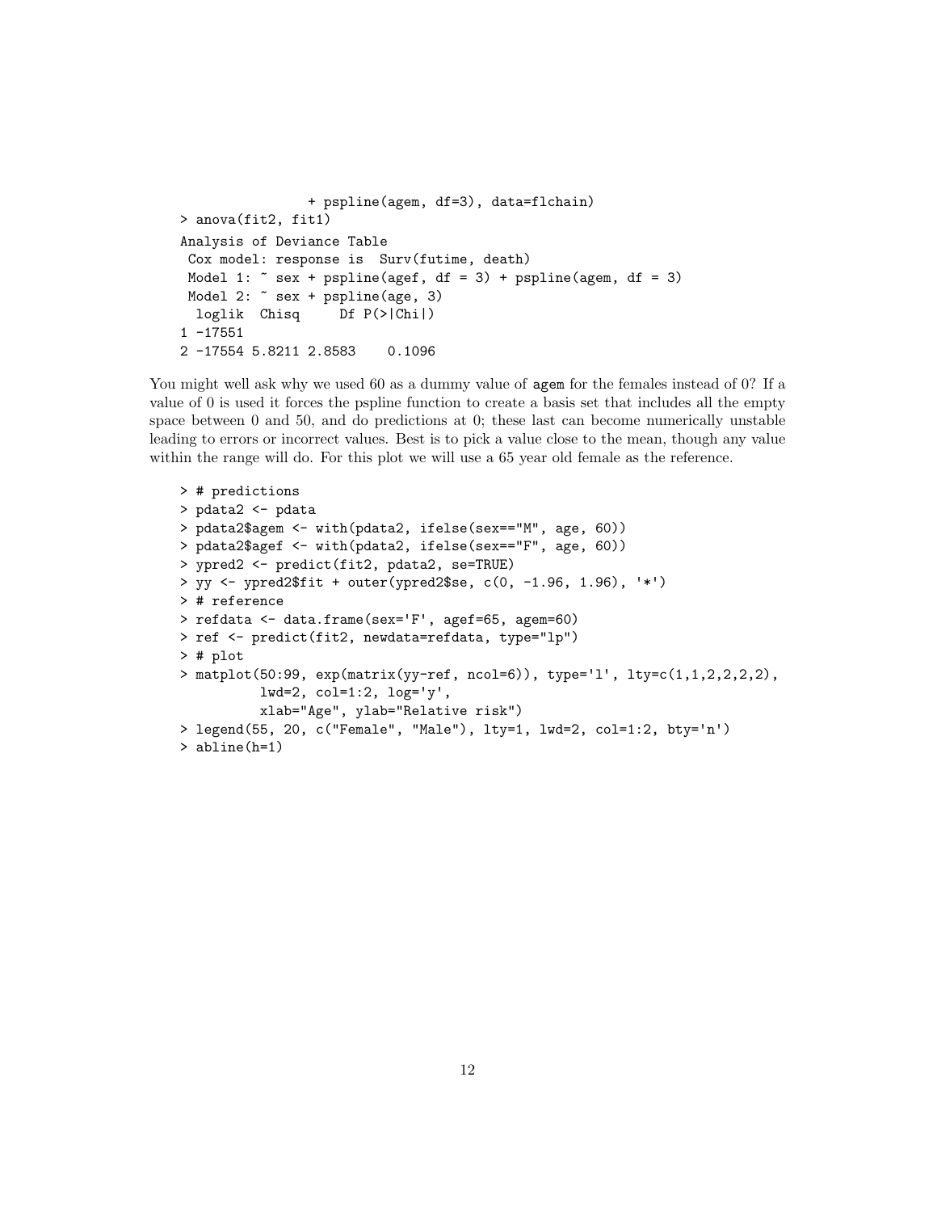```
                 + pspline(agem, df=3), data=flchain)
> anova(fit2, fit1)
Analysis of Deviance Table
 Cox model: response is  Surv(futime, death)
 Model 1: ~ sex + pspline(agef, df = 3) + pspline(agem, df = 3)
 Model 2: ~ sex + pspline(age, 3)
  loglik  Chisq     Df P(>|Chi|)
1 -17551
2 -17554 5.8211 2.8583    0.1096
```

You might well ask why we used 60 as a dummy value of agem for the females instead of 0? If a value of 0 is used it forces the pspline function to create a basis set that includes all the empty space between 0 and 50, and do predictions at 0; these last can become numerically unstable leading to errors or incorrect values. Best is to pick a value close to the mean, though any value within the range will do. For this plot we will use a 65 year old female as the reference.

```
> # predictions
> pdata2 <- pdata
> pdata2$agem <- with(pdata2, ifelse(sex=="M", age, 60))
> pdata2$agef <- with(pdata2, ifelse(sex=="F", age, 60))
> ypred2 <- predict(fit2, pdata2, se=TRUE)
> yy <- ypred2$fit + outer(ypred2$se, c(0, -1.96, 1.96), '*')
> # reference
> refdata <- data.frame(sex='F', agef=65, agem=60)
> ref <- predict(fit2, newdata=refdata, type="lp")
> # plot
> matplot(50:99, exp(matrix(yy-ref, ncol=6)), type='l', lty=c(1,1,2,2,2,2),
          lwd=2, col=1:2, log='y',
          xlab="Age", ylab="Relative risk")
> legend(55, 20, c("Female", "Male"), lty=1, lwd=2, col=1:2, bty='n')
> abline(h=1)
```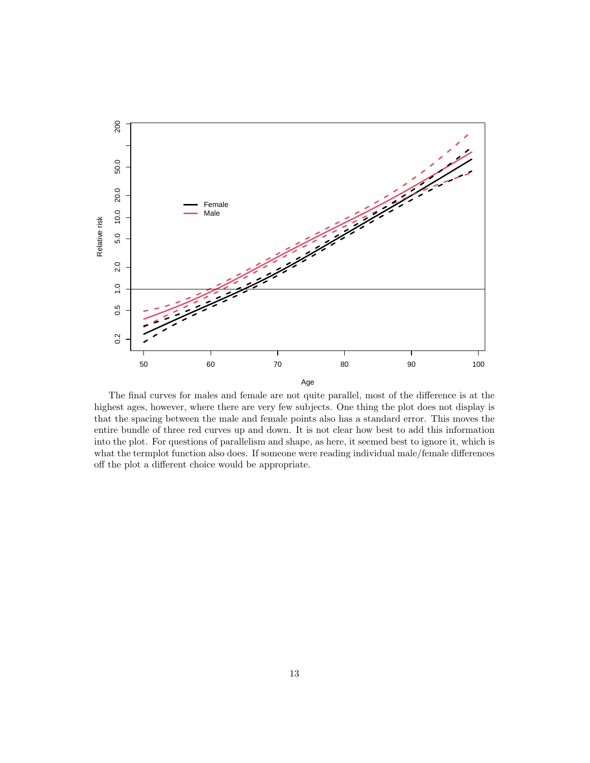Relative risk

200

50.0

20.0

10.0

5.0

2.0

1.0

0.5

0.2

Female

Male

50

60

70

80

90

100

Age

The final curves for males and female are not quite parallel, most of the difference is at the highest ages, however, where there are very few subjects. One thing the plot does not display is that the spacing between the male and female points also has a standard error. This moves the entire bundle of three red curves up and down. It is not clear how best to add this information into the plot. For questions of parallelism and shape, as here, it seemed best to ignore it, which is what the termplot function also does. If someone were reading individual male/female differences off the plot a different choice would be appropriate.